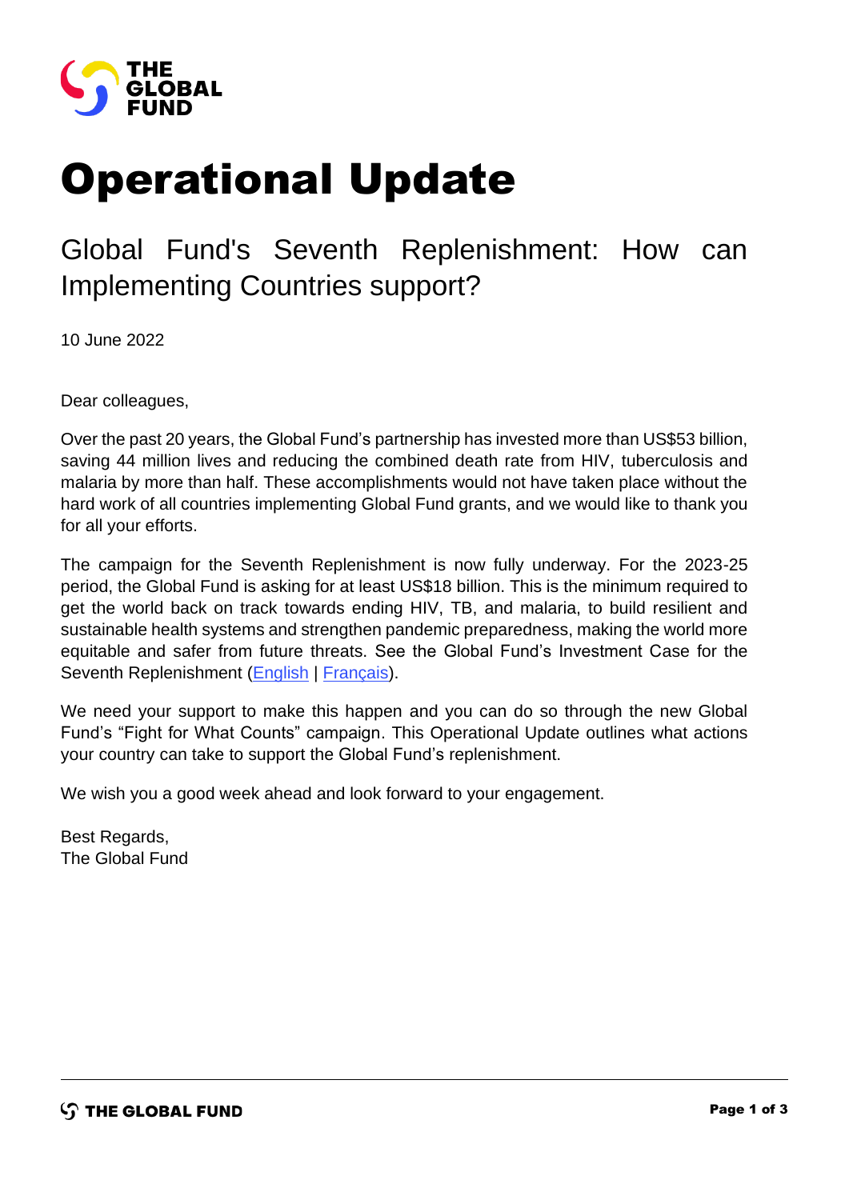THE GLOBAL FUND

# Operational Update

## Global Fund's Seventh Replenishment: How can Implementing Countries support?

10 June 2022

Dear colleagues,

Over the past 20 years, the Global Fund's partnership has invested more than US$53 billion, saving 44 million lives and reducing the combined death rate from HIV, tuberculosis and malaria by more than half. These accomplishments would not have taken place without the hard work of all countries implementing Global Fund grants, and we would like to thank you for all your efforts.

The campaign for the Seventh Replenishment is now fully underway. For the 2023-25 period, the Global Fund is asking for at least US$18 billion. This is the minimum required to get the world back on track towards ending HIV, TB, and malaria, to build resilient and sustainable health systems and strengthen pandemic preparedness, making the world more equitable and safer from future threats. See the Global Fund's Investment Case for the Seventh Replenishment (English | Français).

We need your support to make this happen and you can do so through the new Global Fund's "Fight for What Counts" campaign. This Operational Update outlines what actions your country can take to support the Global Fund's replenishment.

We wish you a good week ahead and look forward to your engagement.

Best Regards,  
The Global Fund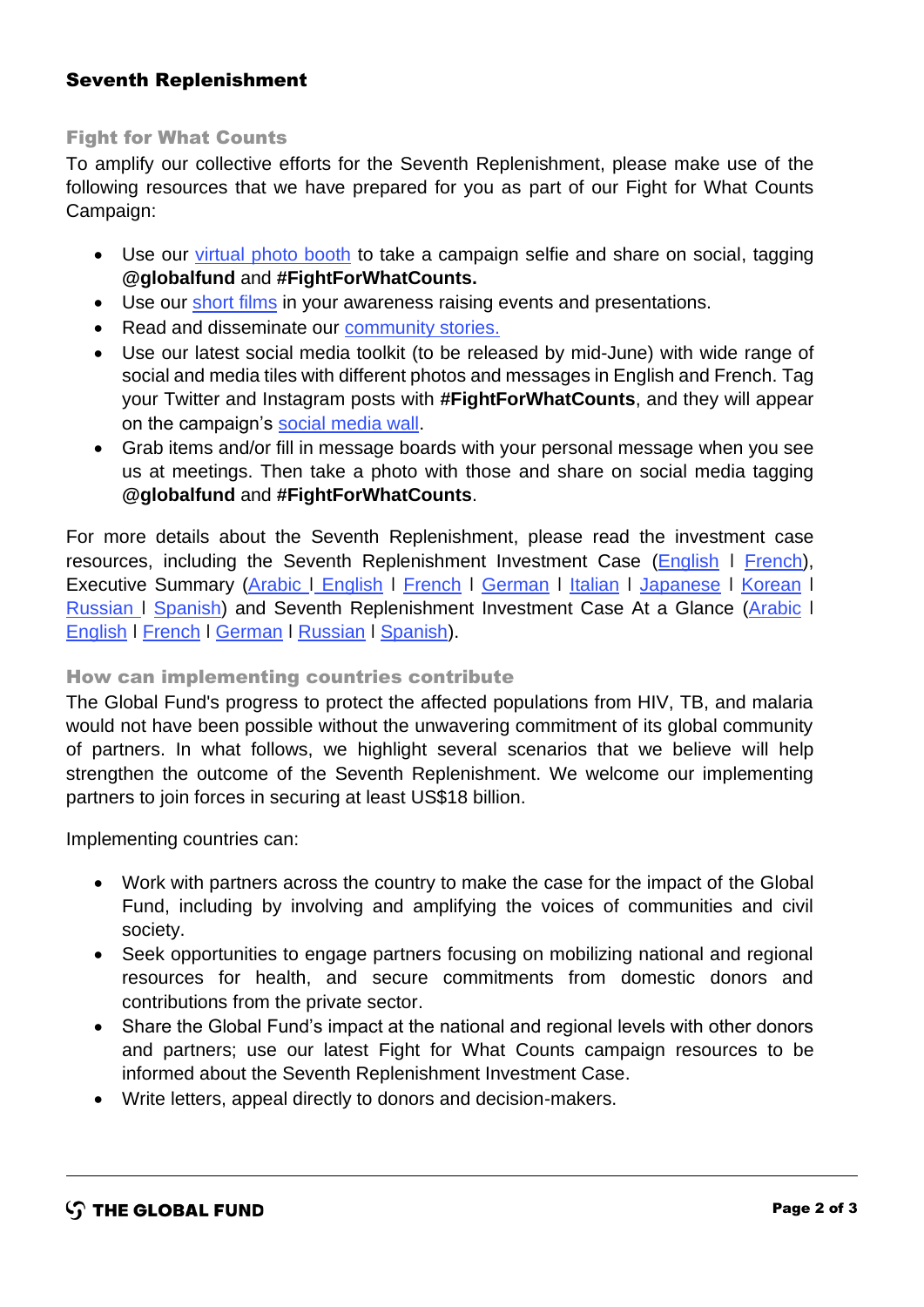## Seventh Replenishment

### Fight for What Counts

To amplify our collective efforts for the Seventh Replenishment, please make use of the following resources that we have prepared for you as part of our Fight for What Counts Campaign:

- Use our virtual photo booth to take a campaign selfie and share on social, tagging **@globalfund** and **#FightForWhatCounts.**
- Use our short films in your awareness raising events and presentations.
- Read and disseminate our community stories.
- Use our latest social media toolkit (to be released by mid-June) with wide range of social and media tiles with different photos and messages in English and French. Tag your Twitter and Instagram posts with **#FightForWhatCounts**, and they will appear on the campaign's social media wall.
- Grab items and/or fill in message boards with your personal message when you see us at meetings. Then take a photo with those and share on social media tagging **@globalfund** and **#FightForWhatCounts**.

For more details about the Seventh Replenishment, please read the investment case resources, including the Seventh Replenishment Investment Case (English l French), Executive Summary (Arabic l English l French l German l Italian l Japanese l Korean l Russian l Spanish) and Seventh Replenishment Investment Case At a Glance (Arabic l English l French l German l Russian l Spanish).

### How can implementing countries contribute

The Global Fund's progress to protect the affected populations from HIV, TB, and malaria would not have been possible without the unwavering commitment of its global community of partners. In what follows, we highlight several scenarios that we believe will help strengthen the outcome of the Seventh Replenishment. We welcome our implementing partners to join forces in securing at least US$18 billion.

Implementing countries can:

- Work with partners across the country to make the case for the impact of the Global Fund, including by involving and amplifying the voices of communities and civil society.
- Seek opportunities to engage partners focusing on mobilizing national and regional resources for health, and secure commitments from domestic donors and contributions from the private sector.
- Share the Global Fund's impact at the national and regional levels with other donors and partners; use our latest Fight for What Counts campaign resources to be informed about the Seventh Replenishment Investment Case.
- Write letters, appeal directly to donors and decision-makers.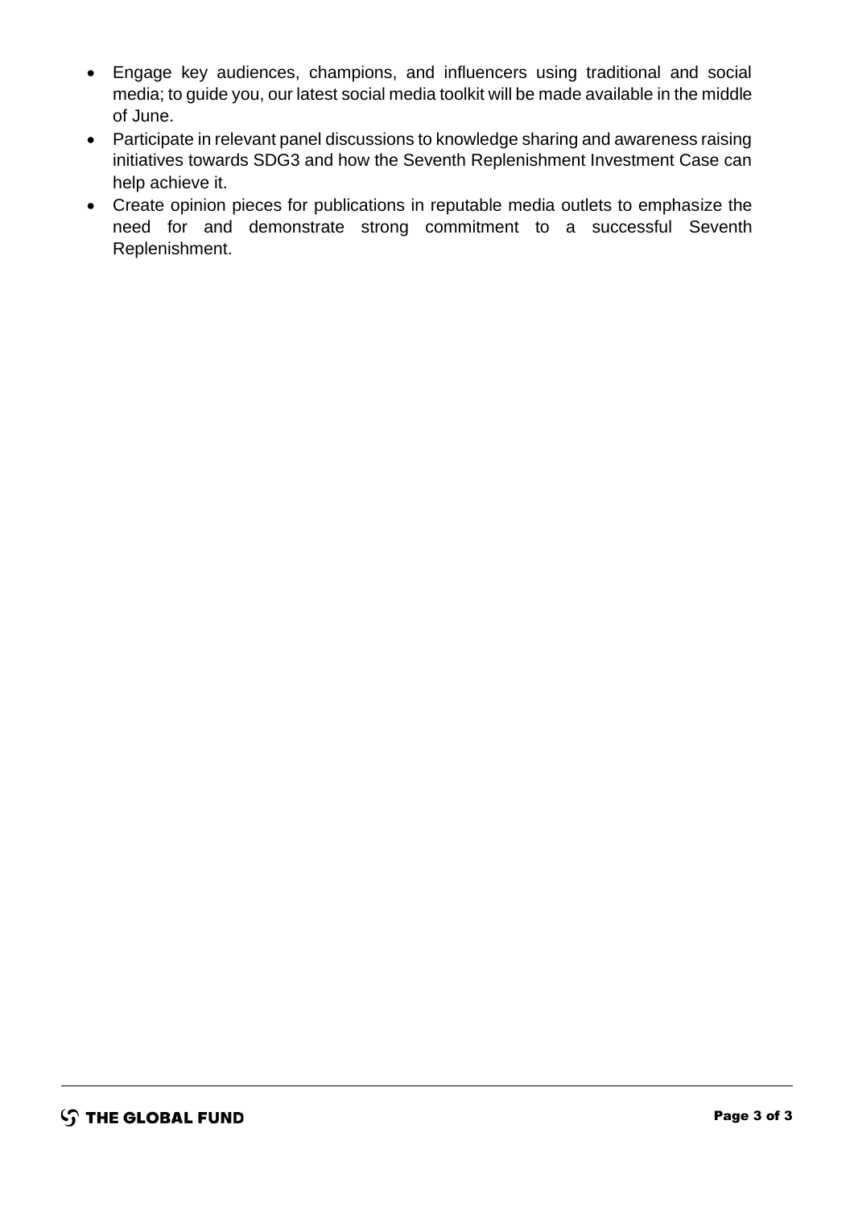- Engage key audiences, champions, and influencers using traditional and social media; to guide you, our latest social media toolkit will be made available in the middle of June.
- Participate in relevant panel discussions to knowledge sharing and awareness raising initiatives towards SDG3 and how the Seventh Replenishment Investment Case can help achieve it.
- Create opinion pieces for publications in reputable media outlets to emphasize the need for and demonstrate strong commitment to a successful Seventh Replenishment.